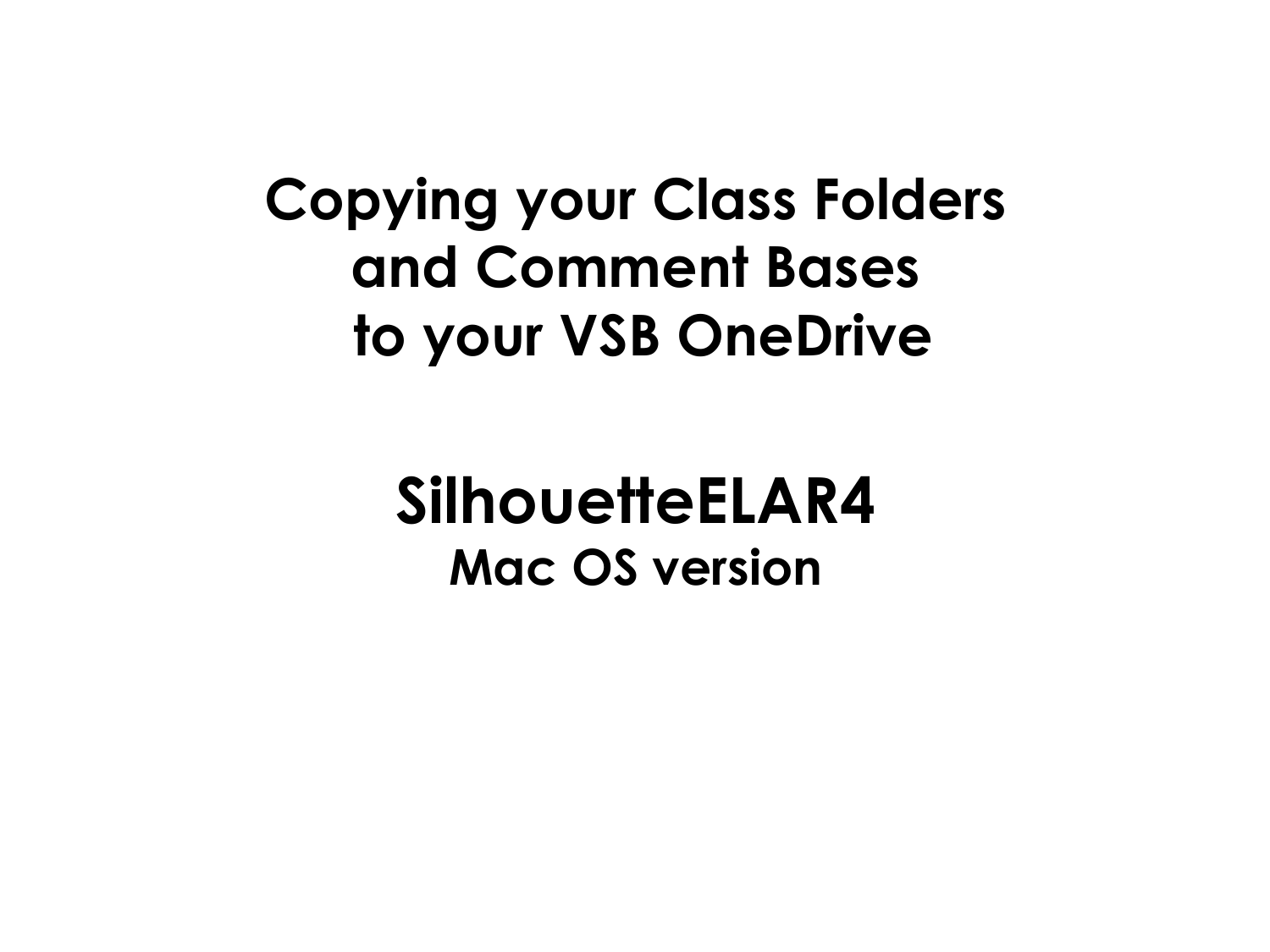# Copying your Class Folders and Comment Bases to your VSB OneDrive

## SilhouetteELAR4

### Mac OS version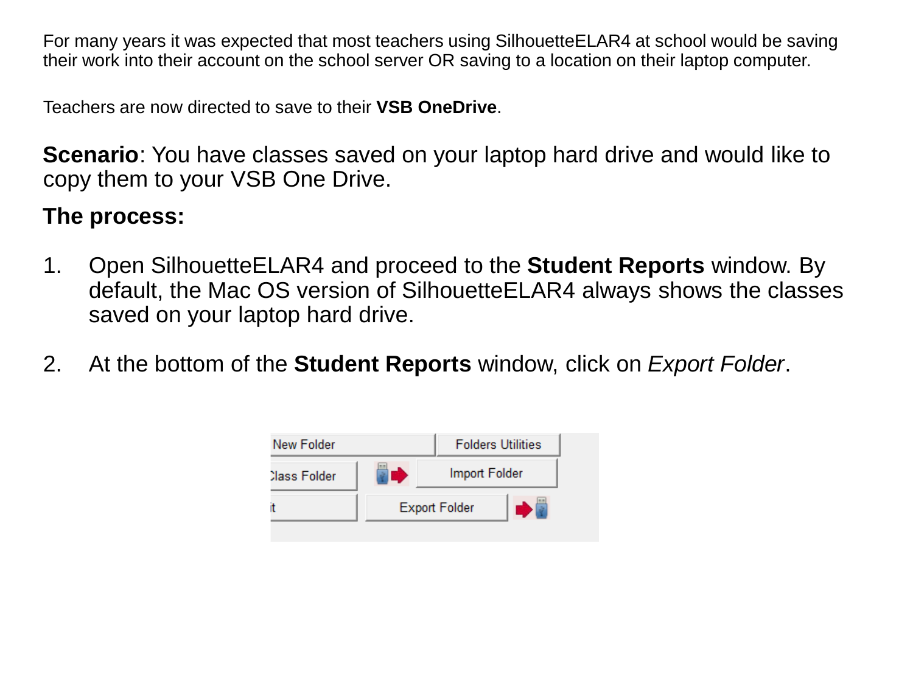For many years it was expected that most teachers using SilhouetteELAR4 at school would be saving their work into their account on the school server OR saving to a location on their laptop computer.

Teachers are now directed to save to their **VSB OneDrive**.

**Scenario**: You have classes saved on your laptop hard drive and would like to copy them to your VSB One Drive.

**The process:**

1. Open SilhouetteELAR4 and proceed to the **Student Reports** window. By default, the Mac OS version of SilhouetteELAR4 always shows the classes saved on your laptop hard drive.

2. At the bottom of the **Student Reports** window, click on *Export Folder*.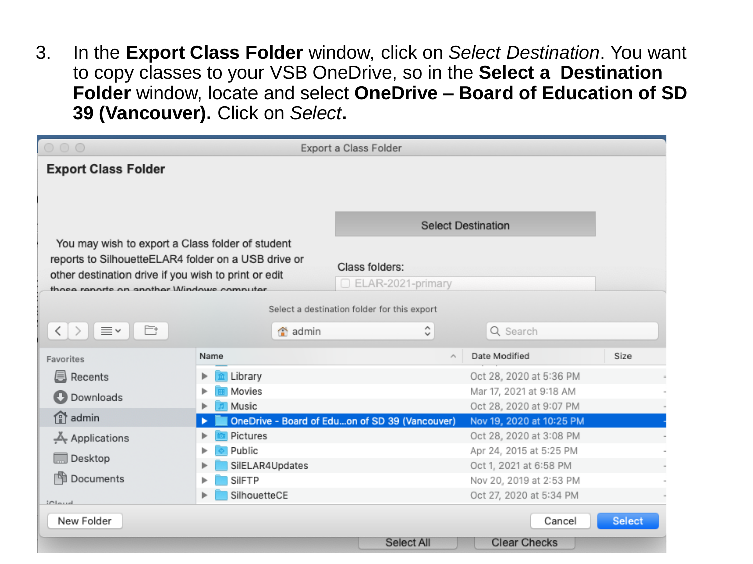3. In the **Export Class Folder** window, click on *Select Destination*. You want to copy classes to your VSB OneDrive, so in the **Select a Destination Folder** window, locate and select **OneDrive – Board of Education of SD 39 (Vancouver).** Click on *Select***.**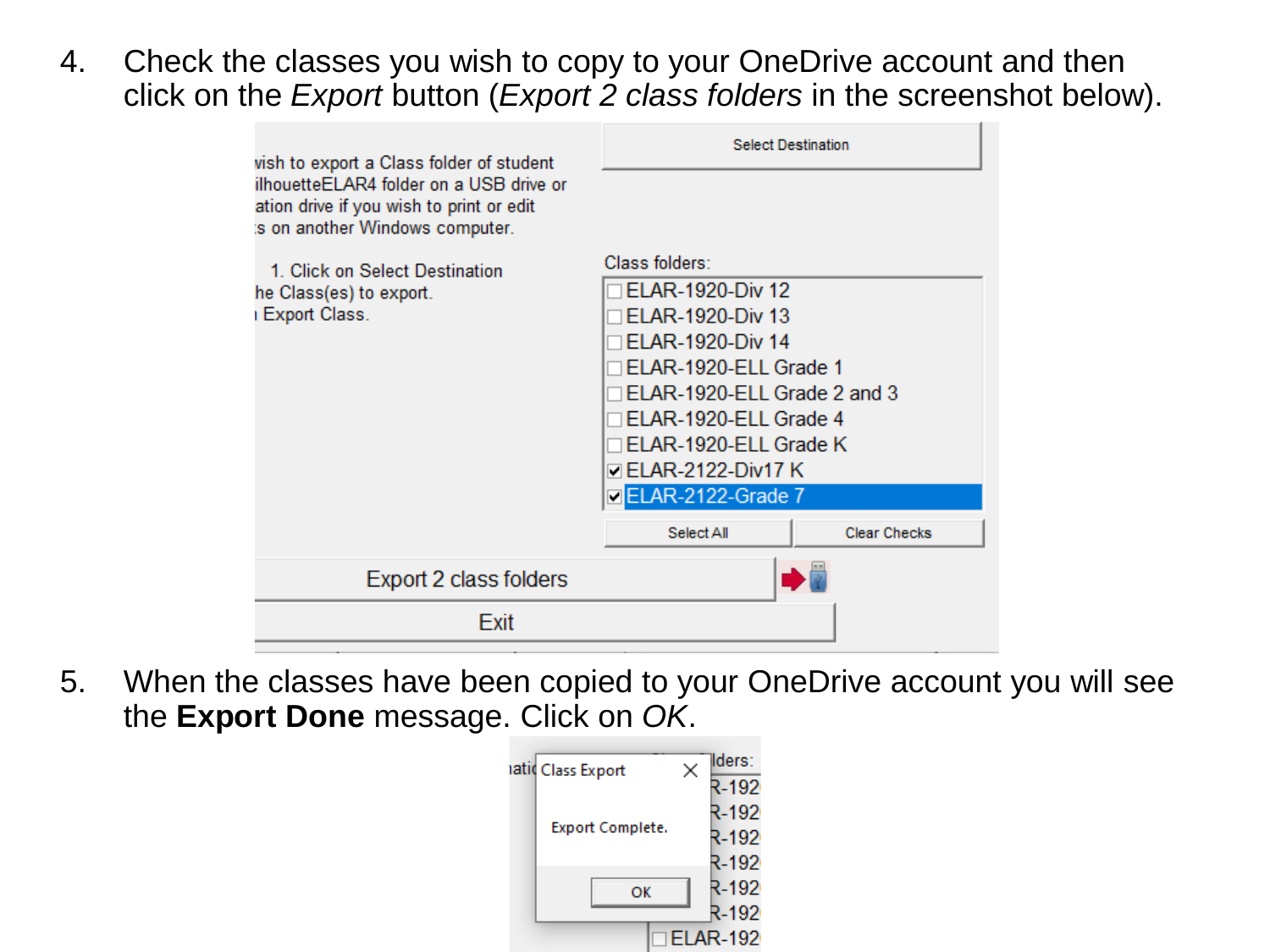4. Check the classes you wish to copy to your OneDrive account and then click on the *Export* button (*Export 2 class folders* in the screenshot below).

5. When the classes have been copied to your OneDrive account you will see the **Export Done** message. Click on *OK*.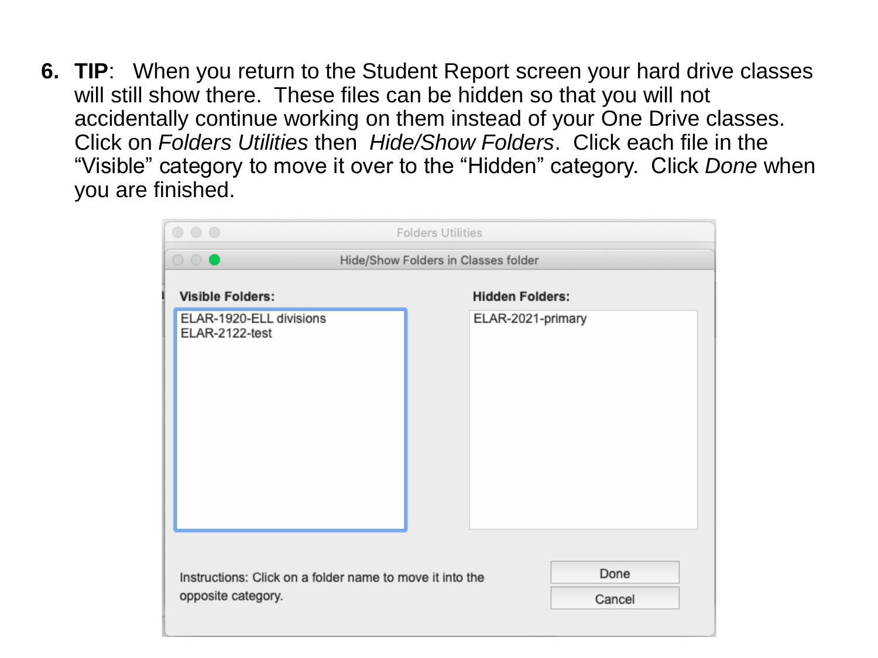6. **TIP**: When you return to the Student Report screen your hard drive classes will still show there. These files can be hidden so that you will not accidentally continue working on them instead of your One Drive classes. Click on *Folders Utilities* then *Hide/Show Folders*. Click each file in the "Visible" category to move it over to the "Hidden" category. Click *Done* when you are finished.

Folders Utilities

Hide/Show Folders in Classes folder

**Visible Folders:**

ELAR-1920-ELL divisions
ELAR-2122-test

**Hidden Folders:**

ELAR-2021-primary

Instructions: Click on a folder name to move it into the opposite category.

Done

Cancel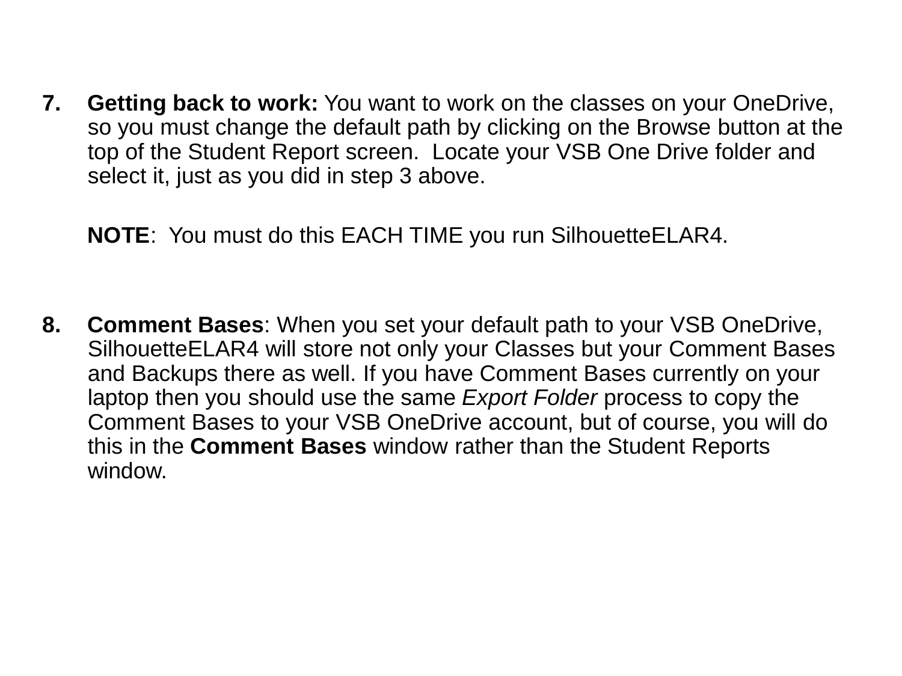7. **Getting back to work:** You want to work on the classes on your OneDrive, so you must change the default path by clicking on the Browse button at the top of the Student Report screen. Locate your VSB One Drive folder and select it, just as you did in step 3 above.

   **NOTE**: You must do this EACH TIME you run SilhouetteELAR4.

8. **Comment Bases**: When you set your default path to your VSB OneDrive, SilhouetteELAR4 will store not only your Classes but your Comment Bases and Backups there as well. If you have Comment Bases currently on your laptop then you should use the same *Export Folder* process to copy the Comment Bases to your VSB OneDrive account, but of course, you will do this in the **Comment Bases** window rather than the Student Reports window.